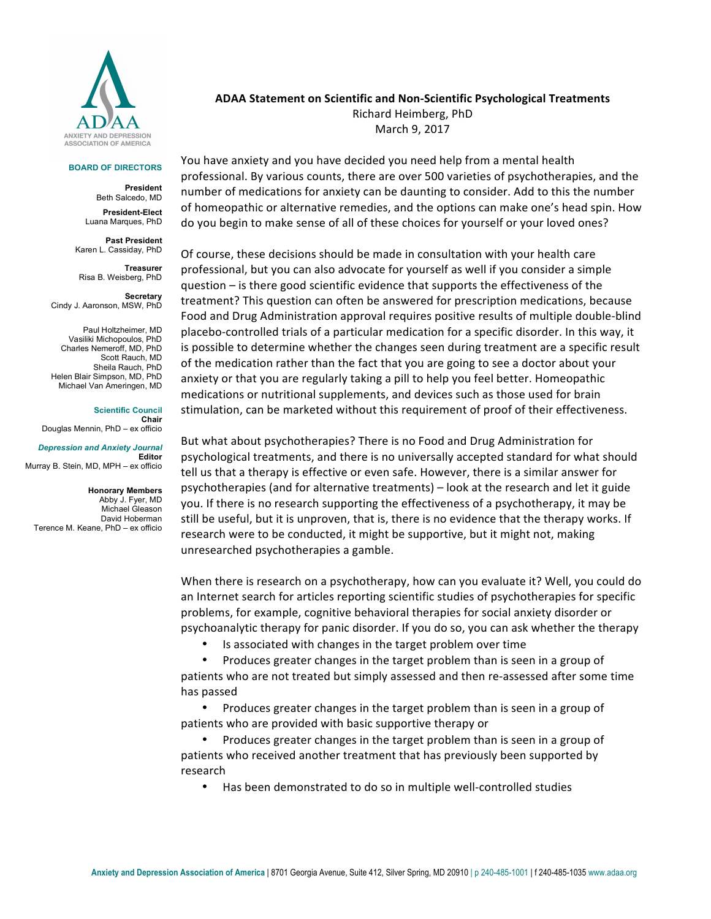ANXIETY AND DEPRESSION ASSOCIATION OF AMERICA

**BOARD OF DIRECTORS**

**President**
Beth Salcedo, MD

**President-Elect**
Luana Marques, PhD

**Past President**
Karen L. Cassiday, PhD

**Treasurer**
Risa B. Weisberg, PhD

**Secretary**
Cindy J. Aaronson, MSW, PhD

Paul Holtzheimer, MD
Vasiliki Michopoulos, PhD
Charles Nemeroff, MD, PhD
Scott Rauch, MD
Sheila Rauch, PhD
Helen Blair Simpson, MD, PhD
Michael Van Ameringen, MD

**Scientific Council**
**Chair**
Douglas Mennin, PhD – ex officio

***Depression and Anxiety Journal***
**Editor**
Murray B. Stein, MD, MPH – ex officio

**Honorary Members**
Abby J. Fyer, MD
Michael Gleason
David Hoberman
Terence M. Keane, PhD – ex officio

# ADAA Statement on Scientific and Non-Scientific Psychological Treatments

Richard Heimberg, PhD
March 9, 2017

You have anxiety and you have decided you need help from a mental health professional. By various counts, there are over 500 varieties of psychotherapies, and the number of medications for anxiety can be daunting to consider. Add to this the number of homeopathic or alternative remedies, and the options can make one's head spin. How do you begin to make sense of all of these choices for yourself or your loved ones?

Of course, these decisions should be made in consultation with your health care professional, but you can also advocate for yourself as well if you consider a simple question – is there good scientific evidence that supports the effectiveness of the treatment? This question can often be answered for prescription medications, because Food and Drug Administration approval requires positive results of multiple double-blind placebo-controlled trials of a particular medication for a specific disorder. In this way, it is possible to determine whether the changes seen during treatment are a specific result of the medication rather than the fact that you are going to see a doctor about your anxiety or that you are regularly taking a pill to help you feel better. Homeopathic medications or nutritional supplements, and devices such as those used for brain stimulation, can be marketed without this requirement of proof of their effectiveness.

But what about psychotherapies? There is no Food and Drug Administration for psychological treatments, and there is no universally accepted standard for what should tell us that a therapy is effective or even safe. However, there is a similar answer for psychotherapies (and for alternative treatments) – look at the research and let it guide you. If there is no research supporting the effectiveness of a psychotherapy, it may be still be useful, but it is unproven, that is, there is no evidence that the therapy works. If research were to be conducted, it might be supportive, but it might not, making unresearched psychotherapies a gamble.

When there is research on a psychotherapy, how can you evaluate it? Well, you could do an Internet search for articles reporting scientific studies of psychotherapies for specific problems, for example, cognitive behavioral therapies for social anxiety disorder or psychoanalytic therapy for panic disorder. If you do so, you can ask whether the therapy

- Is associated with changes in the target problem over time
- Produces greater changes in the target problem than is seen in a group of patients who are not treated but simply assessed and then re-assessed after some time has passed
- Produces greater changes in the target problem than is seen in a group of patients who are provided with basic supportive therapy or
- Produces greater changes in the target problem than is seen in a group of patients who received another treatment that has previously been supported by research
- Has been demonstrated to do so in multiple well-controlled studies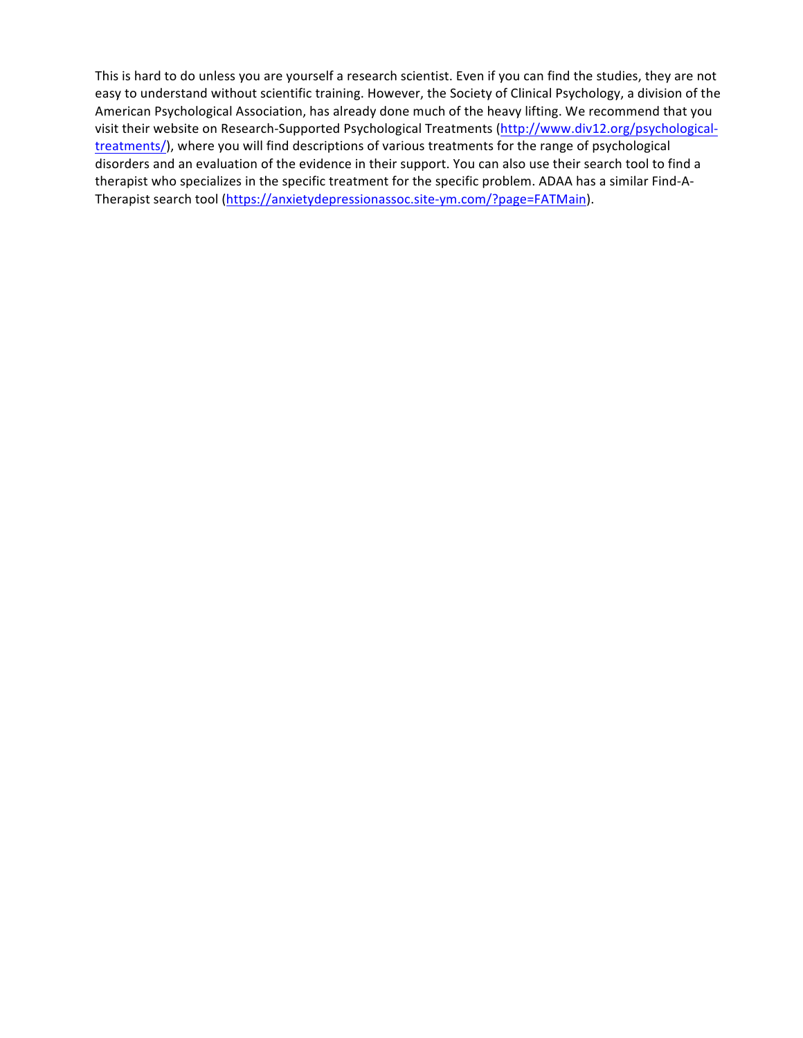This is hard to do unless you are yourself a research scientist. Even if you can find the studies, they are not easy to understand without scientific training. However, the Society of Clinical Psychology, a division of the American Psychological Association, has already done much of the heavy lifting. We recommend that you visit their website on Research-Supported Psychological Treatments (http://www.div12.org/psychological-treatments/), where you will find descriptions of various treatments for the range of psychological disorders and an evaluation of the evidence in their support. You can also use their search tool to find a therapist who specializes in the specific treatment for the specific problem. ADAA has a similar Find-A-Therapist search tool (https://anxietydepressionassoc.site-ym.com/?page=FATMain).